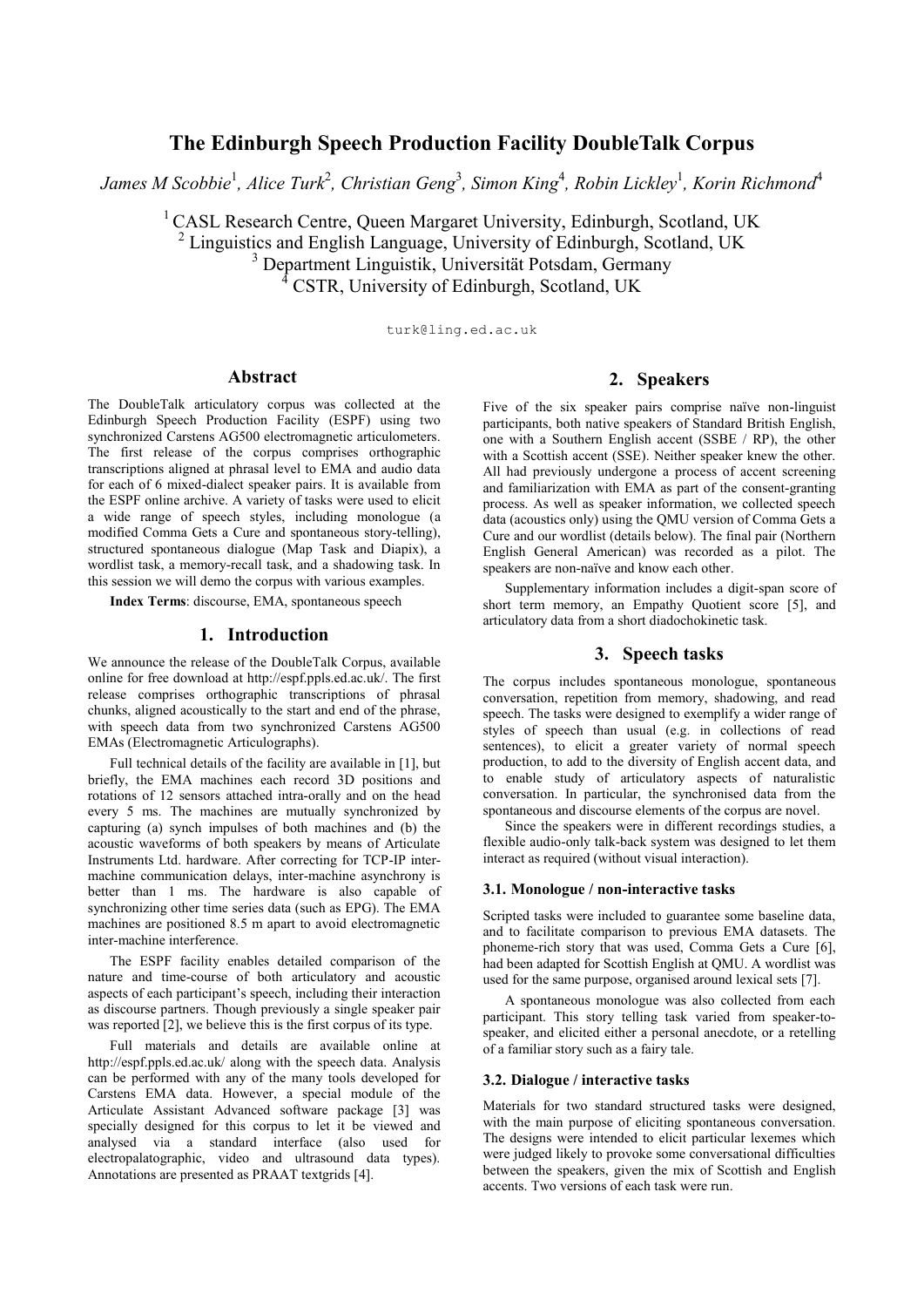# The Edinburgh Speech Production Facility DoubleTalk Corpus

*James M Scobbie[1], Alice Turk[2], Christian Geng[3], Simon King[4], Robin Lickley[1], Korin Richmond[4]*

[1] CASL Research Centre, Queen Margaret University, Edinburgh, Scotland, UK
[2] Linguistics and English Language, University of Edinburgh, Scotland, UK
[3] Department Linguistik, Universität Potsdam, Germany
[4] CSTR, University of Edinburgh, Scotland, UK

turk@ling.ed.ac.uk

## Abstract

The DoubleTalk articulatory corpus was collected at the Edinburgh Speech Production Facility (ESPF) using two synchronized Carstens AG500 electromagnetic articulometers. The first release of the corpus comprises orthographic transcriptions aligned at phrasal level to EMA and audio data for each of 6 mixed-dialect speaker pairs. It is available from the ESPF online archive. A variety of tasks were used to elicit a wide range of speech styles, including monologue (a modified Comma Gets a Cure and spontaneous story-telling), structured spontaneous dialogue (Map Task and Diapix), a wordlist task, a memory-recall task, and a shadowing task. In this session we will demo the corpus with various examples.

**Index Terms**: discourse, EMA, spontaneous speech

## 1. Introduction

We announce the release of the DoubleTalk Corpus, available online for free download at http://espf.ppls.ed.ac.uk/. The first release comprises orthographic transcriptions of phrasal chunks, aligned acoustically to the start and end of the phrase, with speech data from two synchronized Carstens AG500 EMAs (Electromagnetic Articulographs).

Full technical details of the facility are available in [1], but briefly, the EMA machines each record 3D positions and rotations of 12 sensors attached intra-orally and on the head every 5 ms. The machines are mutually synchronized by capturing (a) synch impulses of both machines and (b) the acoustic waveforms of both speakers by means of Articulate Instruments Ltd. hardware. After correcting for TCP-IP inter-machine communication delays, inter-machine asynchrony is better than 1 ms. The hardware is also capable of synchronizing other time series data (such as EPG). The EMA machines are positioned 8.5 m apart to avoid electromagnetic inter-machine interference.

The ESPF facility enables detailed comparison of the nature and time-course of both articulatory and acoustic aspects of each participant's speech, including their interaction as discourse partners. Though previously a single speaker pair was reported [2], we believe this is the first corpus of its type.

Full materials and details are available online at http://espf.ppls.ed.ac.uk/ along with the speech data. Analysis can be performed with any of the many tools developed for Carstens EMA data. However, a special module of the Articulate Assistant Advanced software package [3] was specially designed for this corpus to let it be viewed and analysed via a standard interface (also used for electropalatographic, video and ultrasound data types). Annotations are presented as PRAAT textgrids [4].

## 2. Speakers

Five of the six speaker pairs comprise naïve non-linguist participants, both native speakers of Standard British English, one with a Southern English accent (SSBE / RP), the other with a Scottish accent (SSE). Neither speaker knew the other. All had previously undergone a process of accent screening and familiarization with EMA as part of the consent-granting process. As well as speaker information, we collected speech data (acoustics only) using the QMU version of Comma Gets a Cure and our wordlist (details below). The final pair (Northern English General American) was recorded as a pilot. The speakers are non-naïve and know each other.

Supplementary information includes a digit-span score of short term memory, an Empathy Quotient score [5], and articulatory data from a short diadochokinetic task.

## 3. Speech tasks

The corpus includes spontaneous monologue, spontaneous conversation, repetition from memory, shadowing, and read speech. The tasks were designed to exemplify a wider range of styles of speech than usual (e.g. in collections of read sentences), to elicit a greater variety of normal speech production, to add to the diversity of English accent data, and to enable study of articulatory aspects of naturalistic conversation. In particular, the synchronised data from the spontaneous and discourse elements of the corpus are novel.

Since the speakers were in different recordings studies, a flexible audio-only talk-back system was designed to let them interact as required (without visual interaction).

### 3.1. Monologue / non-interactive tasks

Scripted tasks were included to guarantee some baseline data, and to facilitate comparison to previous EMA datasets. The phoneme-rich story that was used, Comma Gets a Cure [6], had been adapted for Scottish English at QMU. A wordlist was used for the same purpose, organised around lexical sets [7].

A spontaneous monologue was also collected from each participant. This story telling task varied from speaker-to-speaker, and elicited either a personal anecdote, or a retelling of a familiar story such as a fairy tale.

### 3.2. Dialogue / interactive tasks

Materials for two standard structured tasks were designed, with the main purpose of eliciting spontaneous conversation. The designs were intended to elicit particular lexemes which were judged likely to provoke some conversational difficulties between the speakers, given the mix of Scottish and English accents. Two versions of each task were run.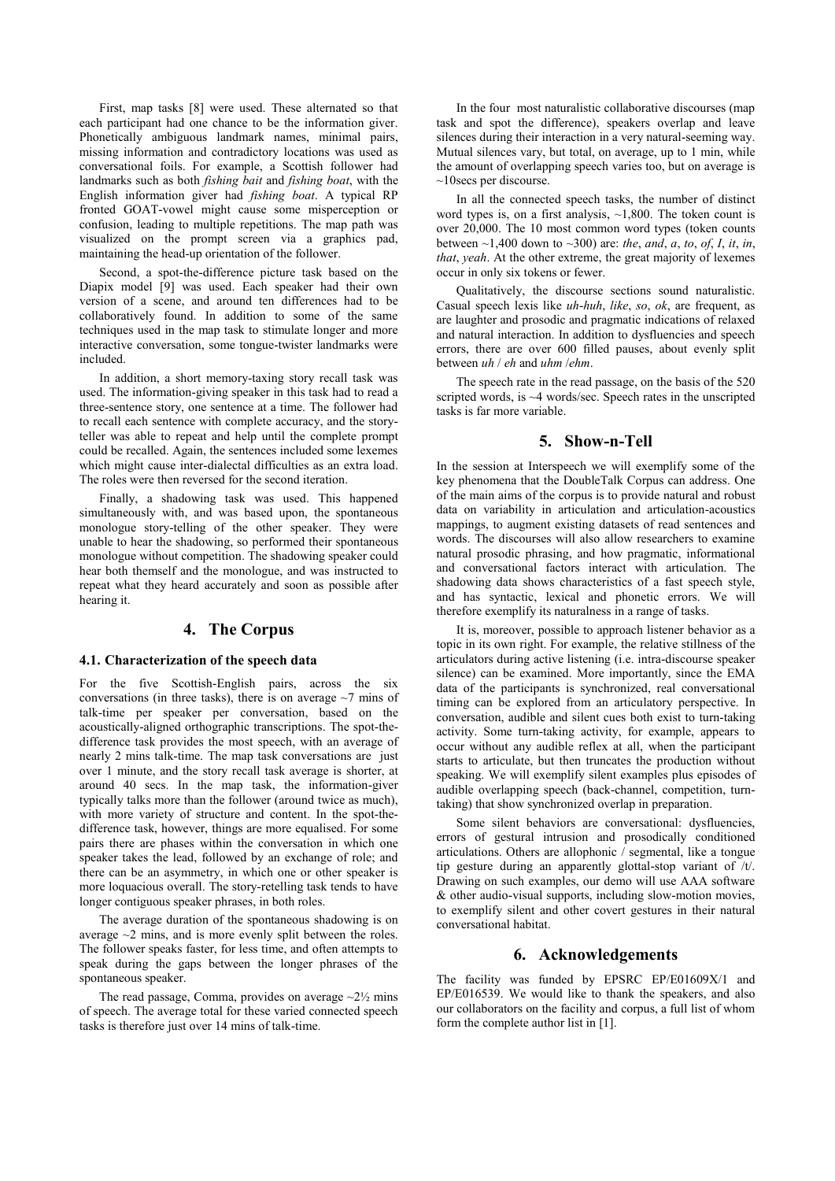First, map tasks [8] were used. These alternated so that each participant had one chance to be the information giver. Phonetically ambiguous landmark names, minimal pairs, missing information and contradictory locations was used as conversational foils. For example, a Scottish follower had landmarks such as both *fishing bait* and *fishing boat*, with the English information giver had *fishing boat*. A typical RP fronted GOAT-vowel might cause some misperception or confusion, leading to multiple repetitions. The map path was visualized on the prompt screen via a graphics pad, maintaining the head-up orientation of the follower.

Second, a spot-the-difference picture task based on the Diapix model [9] was used. Each speaker had their own version of a scene, and around ten differences had to be collaboratively found. In addition to some of the same techniques used in the map task to stimulate longer and more interactive conversation, some tongue-twister landmarks were included.

In addition, a short memory-taxing story recall task was used. The information-giving speaker in this task had to read a three-sentence story, one sentence at a time. The follower had to recall each sentence with complete accuracy, and the story-teller was able to repeat and help until the complete prompt could be recalled. Again, the sentences included some lexemes which might cause inter-dialectal difficulties as an extra load. The roles were then reversed for the second iteration.

Finally, a shadowing task was used. This happened simultaneously with, and was based upon, the spontaneous monologue story-telling of the other speaker. They were unable to hear the shadowing, so performed their spontaneous monologue without competition. The shadowing speaker could hear both themself and the monologue, and was instructed to repeat what they heard accurately and soon as possible after hearing it.

## 4. The Corpus

### 4.1. Characterization of the speech data

For the five Scottish-English pairs, across the six conversations (in three tasks), there is on average ~7 mins of talk-time per speaker per conversation, based on the acoustically-aligned orthographic transcriptions. The spot-the-difference task provides the most speech, with an average of nearly 2 mins talk-time. The map task conversations are just over 1 minute, and the story recall task average is shorter, at around 40 secs. In the map task, the information-giver typically talks more than the follower (around twice as much), with more variety of structure and content. In the spot-the-difference task, however, things are more equalised. For some pairs there are phases within the conversation in which one speaker takes the lead, followed by an exchange of role; and there can be an asymmetry, in which one or other speaker is more loquacious overall. The story-retelling task tends to have longer contiguous speaker phrases, in both roles.

The average duration of the spontaneous shadowing is on average ~2 mins, and is more evenly split between the roles. The follower speaks faster, for less time, and often attempts to speak during the gaps between the longer phrases of the spontaneous speaker.

The read passage, Comma, provides on average ~2½ mins of speech. The average total for these varied connected speech tasks is therefore just over 14 mins of talk-time.

In the four most naturalistic collaborative discourses (map task and spot the difference), speakers overlap and leave silences during their interaction in a very natural-seeming way. Mutual silences vary, but total, on average, up to 1 min, while the amount of overlapping speech varies too, but on average is ~10secs per discourse.

In all the connected speech tasks, the number of distinct word types is, on a first analysis, ~1,800. The token count is over 20,000. The 10 most common word types (token counts between ~1,400 down to ~300) are: *the*, *and*, *a*, *to*, *of*, *I*, *it*, *in*, *that*, *yeah*. At the other extreme, the great majority of lexemes occur in only six tokens or fewer.

Qualitatively, the discourse sections sound naturalistic. Casual speech lexis like *uh-huh*, *like*, *so*, *ok*, are frequent, as are laughter and prosodic and pragmatic indications of relaxed and natural interaction. In addition to dysfluencies and speech errors, there are over 600 filled pauses, about evenly split between *uh* / *eh* and *uhm* /*ehm*.

The speech rate in the read passage, on the basis of the 520 scripted words, is ~4 words/sec. Speech rates in the unscripted tasks is far more variable.

## 5. Show-n-Tell

In the session at Interspeech we will exemplify some of the key phenomena that the DoubleTalk Corpus can address. One of the main aims of the corpus is to provide natural and robust data on variability in articulation and articulation-acoustics mappings, to augment existing datasets of read sentences and words. The discourses will also allow researchers to examine natural prosodic phrasing, and how pragmatic, informational and conversational factors interact with articulation. The shadowing data shows characteristics of a fast speech style, and has syntactic, lexical and phonetic errors. We will therefore exemplify its naturalness in a range of tasks.

It is, moreover, possible to approach listener behavior as a topic in its own right. For example, the relative stillness of the articulators during active listening (i.e. intra-discourse speaker silence) can be examined. More importantly, since the EMA data of the participants is synchronized, real conversational timing can be explored from an articulatory perspective. In conversation, audible and silent cues both exist to turn-taking activity. Some turn-taking activity, for example, appears to occur without any audible reflex at all, when the participant starts to articulate, but then truncates the production without speaking. We will exemplify silent examples plus episodes of audible overlapping speech (back-channel, competition, turn-taking) that show synchronized overlap in preparation.

Some silent behaviors are conversational: dysfluencies, errors of gestural intrusion and prosodically conditioned articulations. Others are allophonic / segmental, like a tongue tip gesture during an apparently glottal-stop variant of /t/. Drawing on such examples, our demo will use AAA software & other audio-visual supports, including slow-motion movies, to exemplify silent and other covert gestures in their natural conversational habitat.

## 6. Acknowledgements

The facility was funded by EPSRC EP/E01609X/1 and EP/E016539. We would like to thank the speakers, and also our collaborators on the facility and corpus, a full list of whom form the complete author list in [1].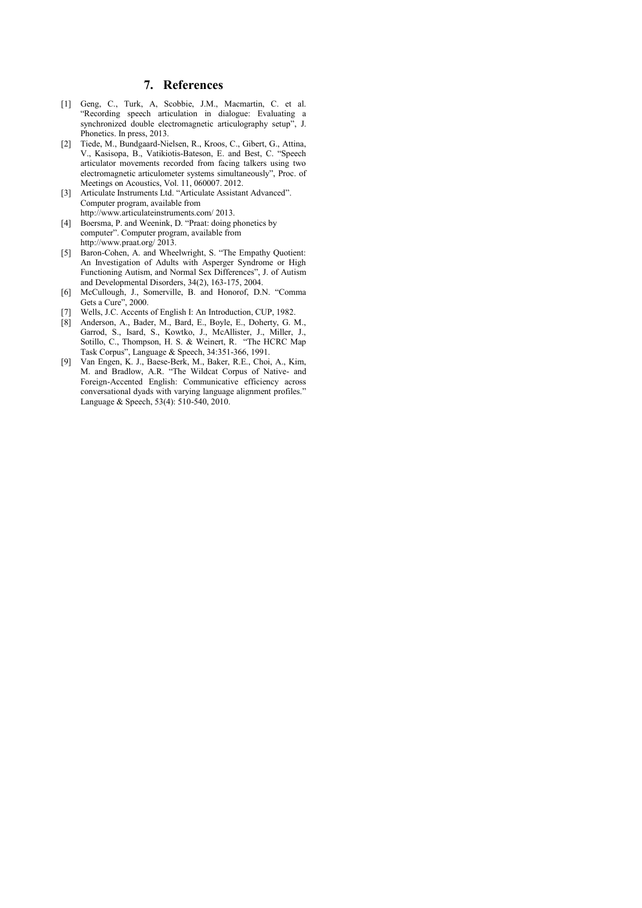## 7. References

[1] Geng, C., Turk, A, Scobbie, J.M., Macmartin, C. et al. "Recording speech articulation in dialogue: Evaluating a synchronized double electromagnetic articulography setup", J. Phonetics. In press, 2013.

[2] Tiede, M., Bundgaard-Nielsen, R., Kroos, C., Gibert, G., Attina, V., Kasisopa, B., Vatikiotis-Bateson, E. and Best, C. "Speech articulator movements recorded from facing talkers using two electromagnetic articulometer systems simultaneously", Proc. of Meetings on Acoustics, Vol. 11, 060007. 2012.

[3] Articulate Instruments Ltd. "Articulate Assistant Advanced". Computer program, available from http://www.articulateinstruments.com/ 2013.

[4] Boersma, P. and Weenink, D. "Praat: doing phonetics by computer". Computer program, available from http://www.praat.org/ 2013.

[5] Baron-Cohen, A. and Wheelwright, S. "The Empathy Quotient: An Investigation of Adults with Asperger Syndrome or High Functioning Autism, and Normal Sex Differences", J. of Autism and Developmental Disorders, 34(2), 163-175, 2004.

[6] McCullough, J., Somerville, B. and Honorof, D.N. "Comma Gets a Cure", 2000.

[7] Wells, J.C. Accents of English I: An Introduction, CUP, 1982.

[8] Anderson, A., Bader, M., Bard, E., Boyle, E., Doherty, G. M., Garrod, S., Isard, S., Kowtko, J., McAllister, J., Miller, J., Sotillo, C., Thompson, H. S. & Weinert, R. "The HCRC Map Task Corpus", Language & Speech, 34:351-366, 1991.

[9] Van Engen, K. J., Baese-Berk, M., Baker, R.E., Choi, A., Kim, M. and Bradlow, A.R. "The Wildcat Corpus of Native- and Foreign-Accented English: Communicative efficiency across conversational dyads with varying language alignment profiles." Language & Speech, 53(4): 510-540, 2010.